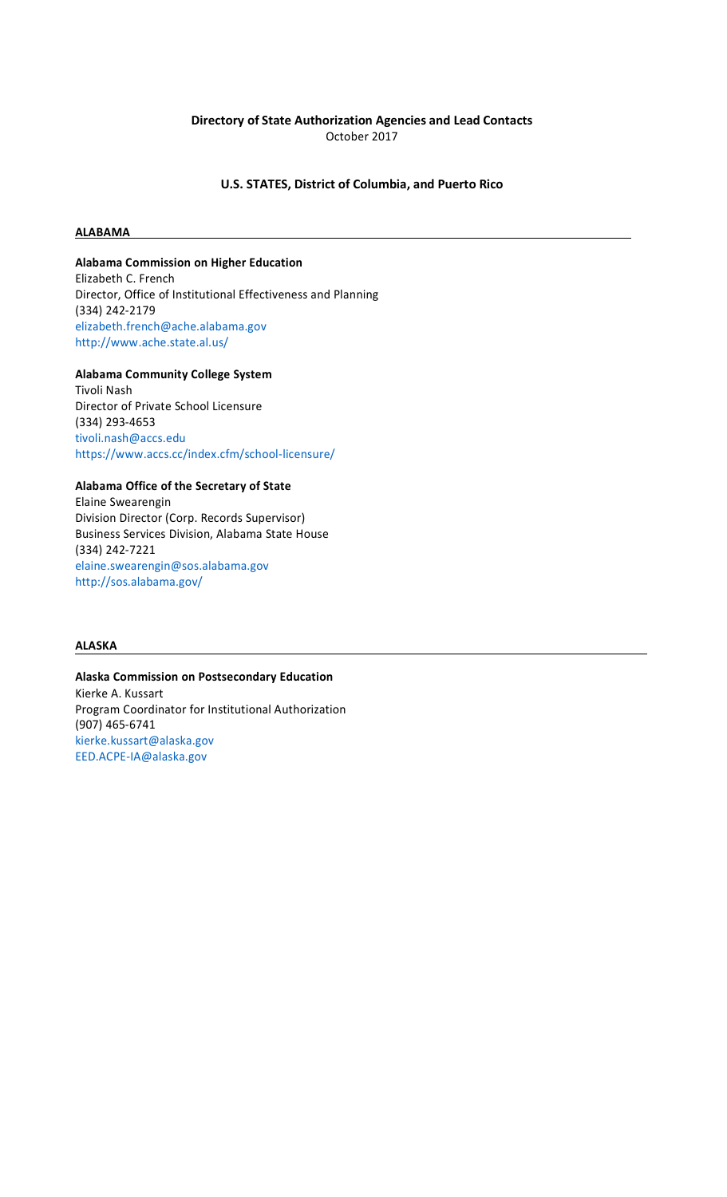# Directory of State Authorization Agencies and Lead Contacts

October 2017

## U.S. STATES, District of Columbia, and Puerto Rico

### ALABAMA

**Alabama Commission on Higher Education**
Elizabeth C. French
Director, Office of Institutional Effectiveness and Planning
(334) 242-2179
elizabeth.french@ache.alabama.gov
http://www.ache.state.al.us/

**Alabama Community College System**
Tivoli Nash
Director of Private School Licensure
(334) 293-4653
tivoli.nash@accs.edu
https://www.accs.cc/index.cfm/school-licensure/

**Alabama Office of the Secretary of State**
Elaine Swearengin
Division Director (Corp. Records Supervisor)
Business Services Division, Alabama State House
(334) 242-7221
elaine.swearengin@sos.alabama.gov
http://sos.alabama.gov/

### ALASKA

**Alaska Commission on Postsecondary Education**
Kierke A. Kussart
Program Coordinator for Institutional Authorization
(907) 465-6741
kierke.kussart@alaska.gov
EED.ACPE-IA@alaska.gov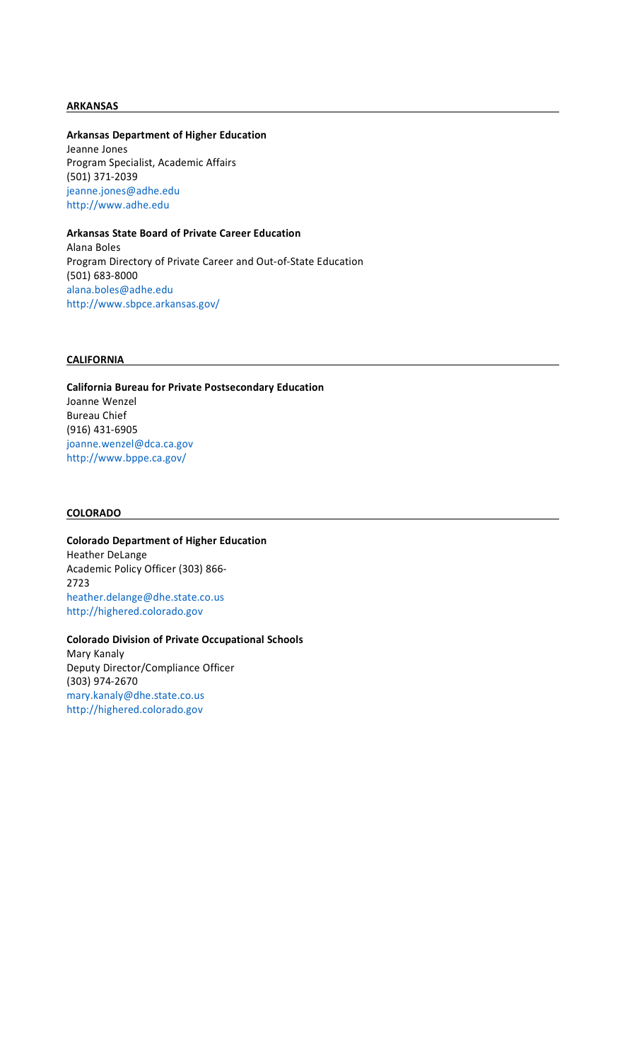## ARKANSAS

**Arkansas Department of Higher Education**
Jeanne Jones
Program Specialist, Academic Affairs
(501) 371-2039
jeanne.jones@adhe.edu
http://www.adhe.edu

**Arkansas State Board of Private Career Education**
Alana Boles
Program Directory of Private Career and Out-of-State Education
(501) 683-8000
alana.boles@adhe.edu
http://www.sbpce.arkansas.gov/

## CALIFORNIA

**California Bureau for Private Postsecondary Education**
Joanne Wenzel
Bureau Chief
(916) 431-6905
joanne.wenzel@dca.ca.gov
http://www.bppe.ca.gov/

## COLORADO

**Colorado Department of Higher Education**
Heather DeLange
Academic Policy Officer (303) 866-
2723
heather.delange@dhe.state.co.us
http://highered.colorado.gov

**Colorado Division of Private Occupational Schools**
Mary Kanaly
Deputy Director/Compliance Officer
(303) 974-2670
mary.kanaly@dhe.state.co.us
http://highered.colorado.gov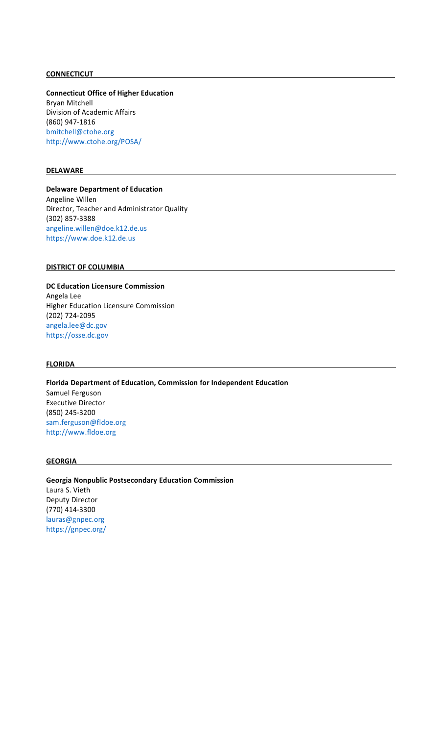## CONNECTICUT

**Connecticut Office of Higher Education**
Bryan Mitchell
Division of Academic Affairs
(860) 947-1816
bmitchell@ctohe.org
http://www.ctohe.org/POSA/

## DELAWARE

**Delaware Department of Education**
Angeline Willen
Director, Teacher and Administrator Quality
(302) 857-3388
angeline.willen@doe.k12.de.us
https://www.doe.k12.de.us

## DISTRICT OF COLUMBIA

**DC Education Licensure Commission**
Angela Lee
Higher Education Licensure Commission
(202) 724-2095
angela.lee@dc.gov
https://osse.dc.gov

## FLORIDA

**Florida Department of Education, Commission for Independent Education**
Samuel Ferguson
Executive Director
(850) 245-3200
sam.ferguson@fldoe.org
http://www.fldoe.org

## GEORGIA

**Georgia Nonpublic Postsecondary Education Commission**
Laura S. Vieth
Deputy Director
(770) 414-3300
lauras@gnpec.org
https://gnpec.org/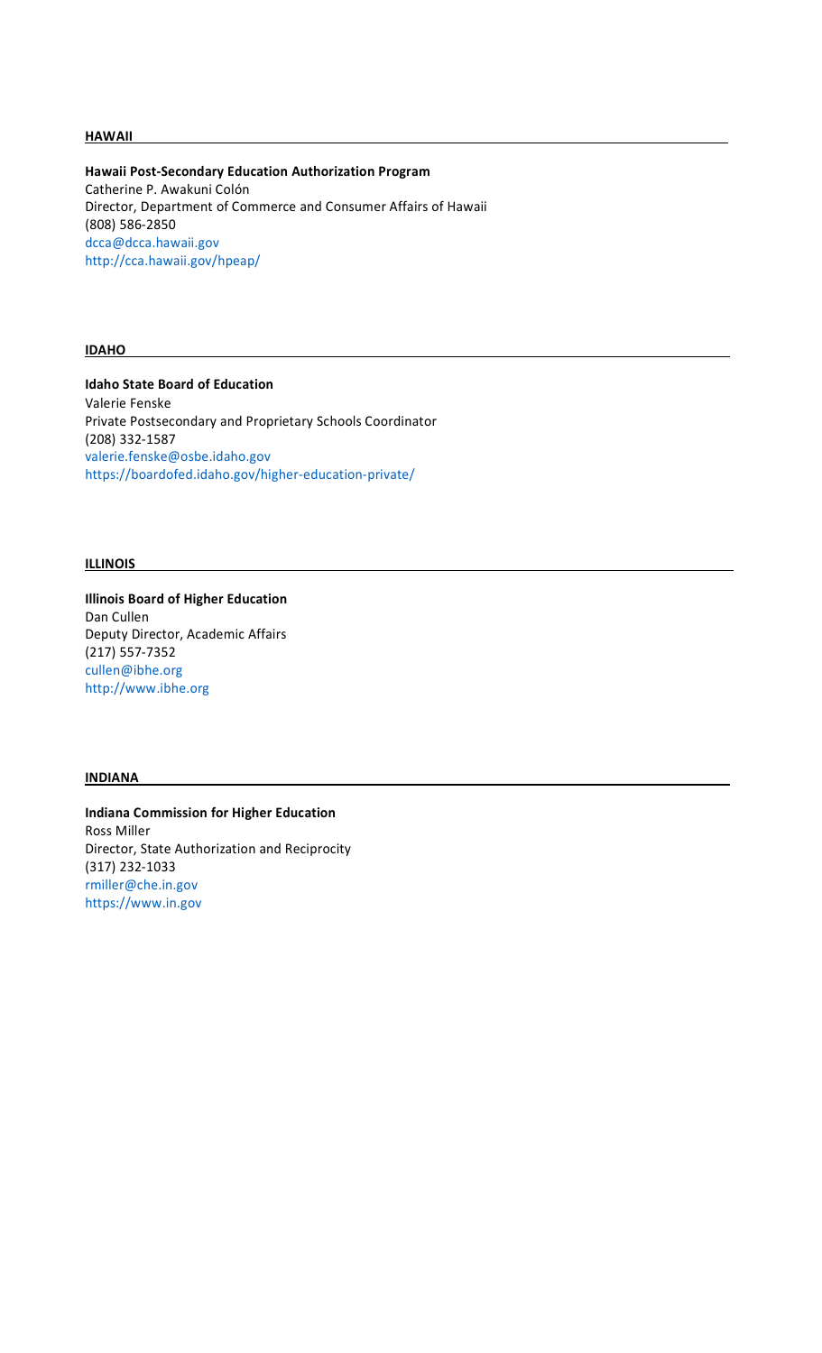## HAWAII

**Hawaii Post-Secondary Education Authorization Program**
Catherine P. Awakuni Colón
Director, Department of Commerce and Consumer Affairs of Hawaii
(808) 586-2850
dcca@dcca.hawaii.gov
http://cca.hawaii.gov/hpeap/

## IDAHO

**Idaho State Board of Education**
Valerie Fenske
Private Postsecondary and Proprietary Schools Coordinator
(208) 332-1587
valerie.fenske@osbe.idaho.gov
https://boardofed.idaho.gov/higher-education-private/

## ILLINOIS

**Illinois Board of Higher Education**
Dan Cullen
Deputy Director, Academic Affairs
(217) 557-7352
cullen@ibhe.org
http://www.ibhe.org

## INDIANA

**Indiana Commission for Higher Education**
Ross Miller
Director, State Authorization and Reciprocity
(317) 232-1033
rmiller@che.in.gov
https://www.in.gov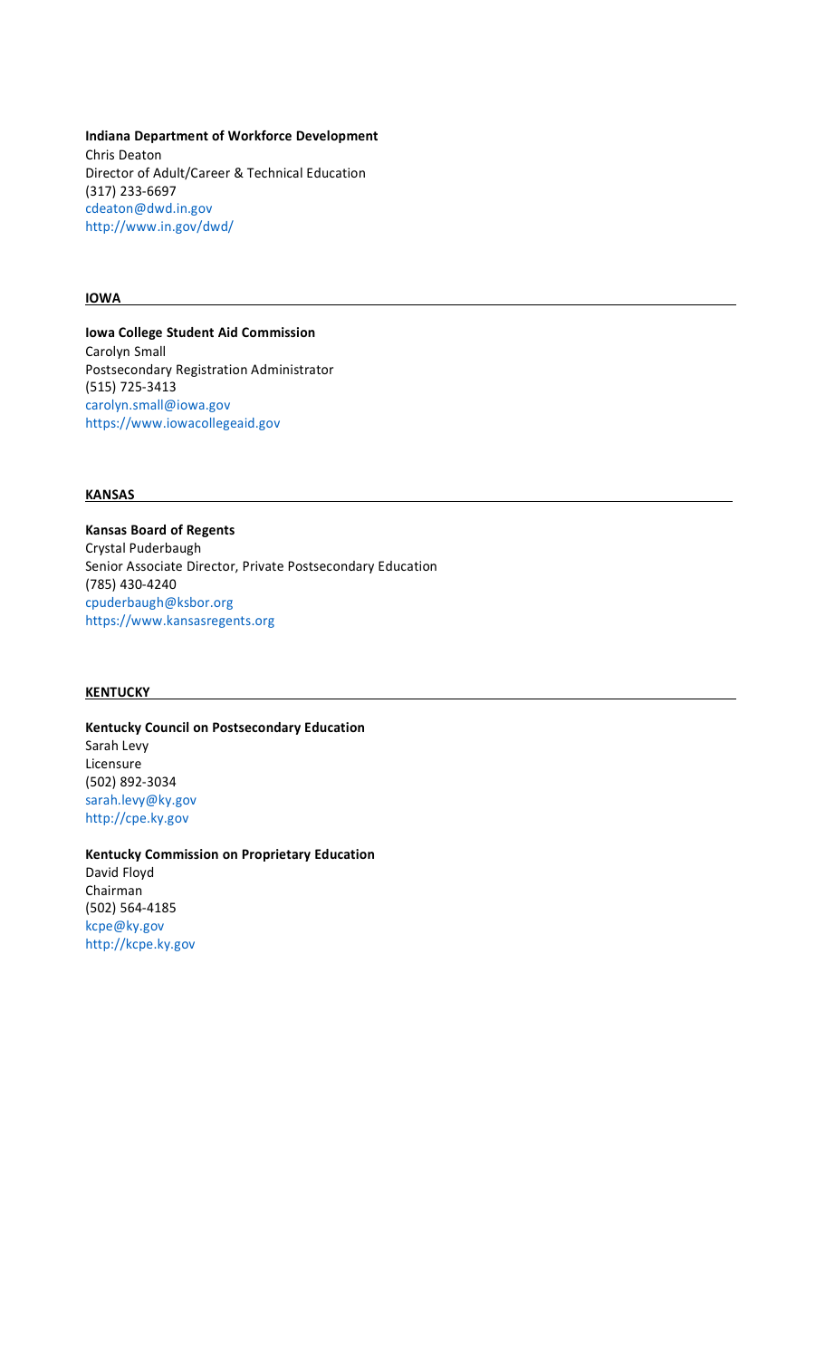**Indiana Department of Workforce Development**
Chris Deaton
Director of Adult/Career & Technical Education
(317) 233-6697
cdeaton@dwd.in.gov
http://www.in.gov/dwd/

## IOWA

**Iowa College Student Aid Commission**
Carolyn Small
Postsecondary Registration Administrator
(515) 725-3413
carolyn.small@iowa.gov
https://www.iowacollegeaid.gov

## KANSAS

**Kansas Board of Regents**
Crystal Puderbaugh
Senior Associate Director, Private Postsecondary Education
(785) 430-4240
cpuderbaugh@ksbor.org
https://www.kansasregents.org

## KENTUCKY

**Kentucky Council on Postsecondary Education**
Sarah Levy
Licensure
(502) 892-3034
sarah.levy@ky.gov
http://cpe.ky.gov

**Kentucky Commission on Proprietary Education**
David Floyd
Chairman
(502) 564-4185
kcpe@ky.gov
http://kcpe.ky.gov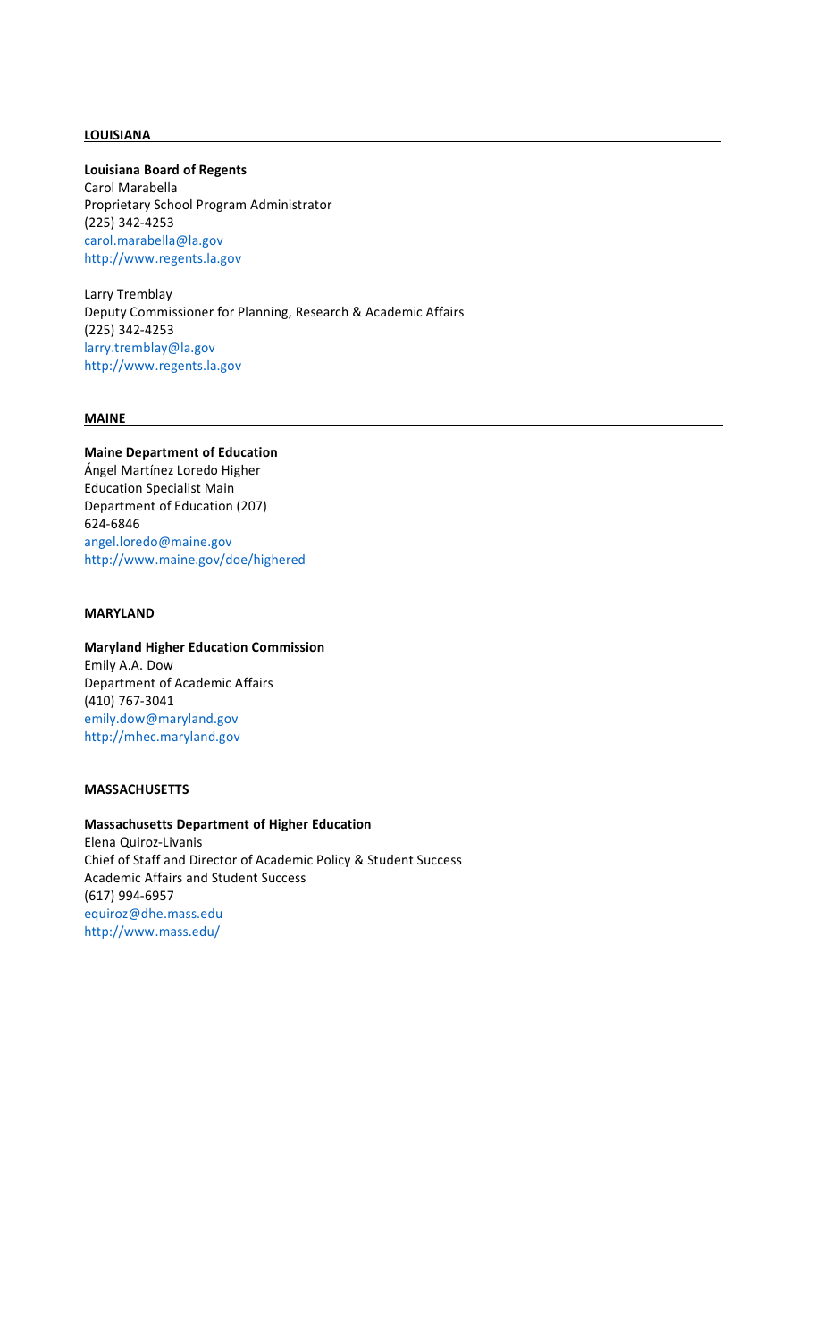**LOUISIANA**

**Louisiana Board of Regents**
Carol Marabella
Proprietary School Program Administrator
(225) 342-4253
carol.marabella@la.gov
http://www.regents.la.gov

Larry Tremblay
Deputy Commissioner for Planning, Research & Academic Affairs
(225) 342-4253
larry.tremblay@la.gov
http://www.regents.la.gov

**MAINE**

**Maine Department of Education**
Ángel Martínez Loredo Higher
Education Specialist Main
Department of Education (207)
624-6846
angel.loredo@maine.gov
http://www.maine.gov/doe/highered

**MARYLAND**

**Maryland Higher Education Commission**
Emily A.A. Dow
Department of Academic Affairs
(410) 767-3041
emily.dow@maryland.gov
http://mhec.maryland.gov

**MASSACHUSETTS**

**Massachusetts Department of Higher Education**
Elena Quiroz-Livanis
Chief of Staff and Director of Academic Policy & Student Success
Academic Affairs and Student Success
(617) 994-6957
equiroz@dhe.mass.edu
http://www.mass.edu/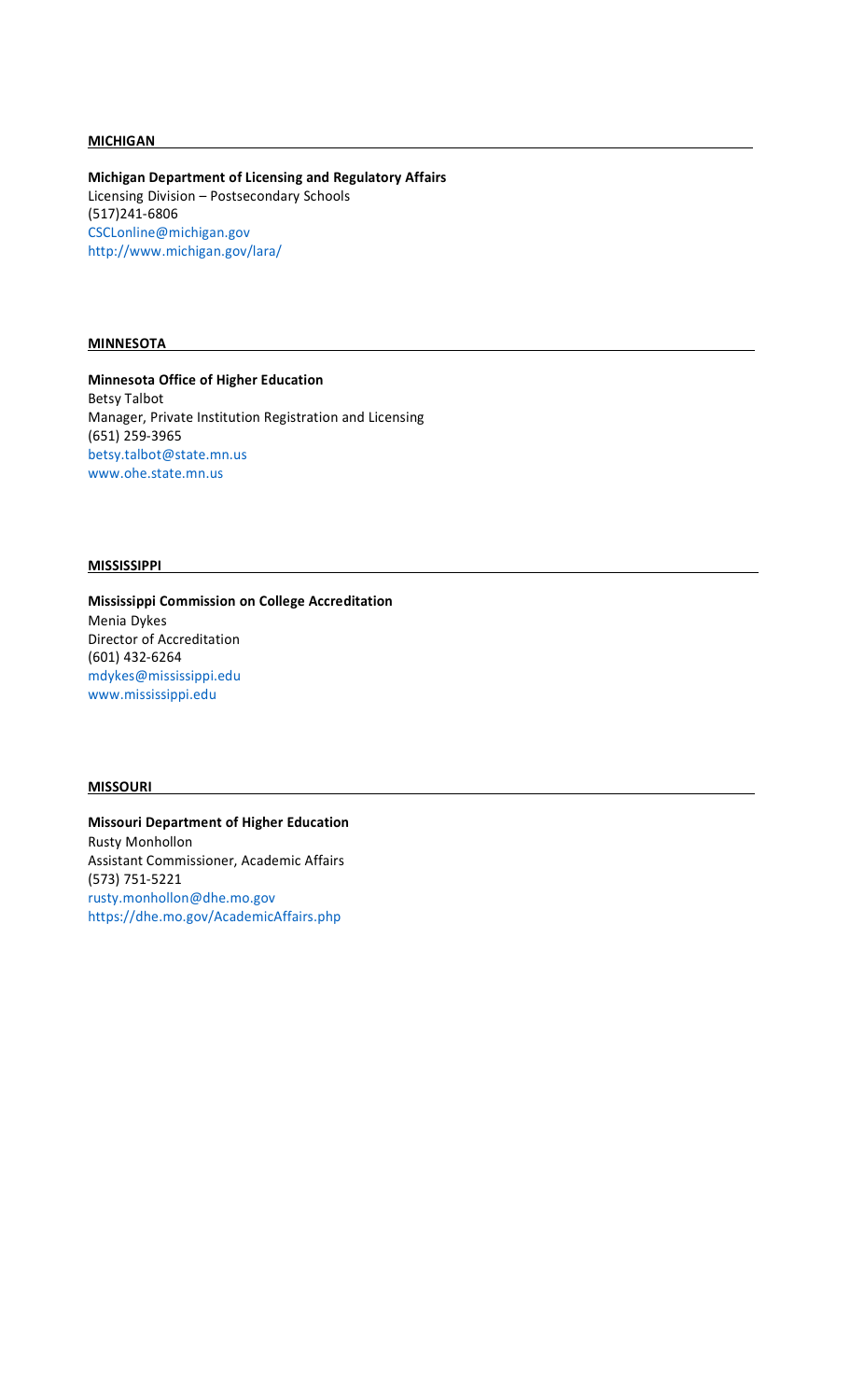## MICHIGAN

**Michigan Department of Licensing and Regulatory Affairs**
Licensing Division – Postsecondary Schools
(517)241-6806
CSCLonline@michigan.gov
http://www.michigan.gov/lara/

## MINNESOTA

**Minnesota Office of Higher Education**
Betsy Talbot
Manager, Private Institution Registration and Licensing
(651) 259-3965
betsy.talbot@state.mn.us
www.ohe.state.mn.us

## MISSISSIPPI

**Mississippi Commission on College Accreditation**
Menia Dykes
Director of Accreditation
(601) 432-6264
mdykes@mississippi.edu
www.mississippi.edu

## MISSOURI

**Missouri Department of Higher Education**
Rusty Monhollon
Assistant Commissioner, Academic Affairs
(573) 751-5221
rusty.monhollon@dhe.mo.gov
https://dhe.mo.gov/AcademicAffairs.php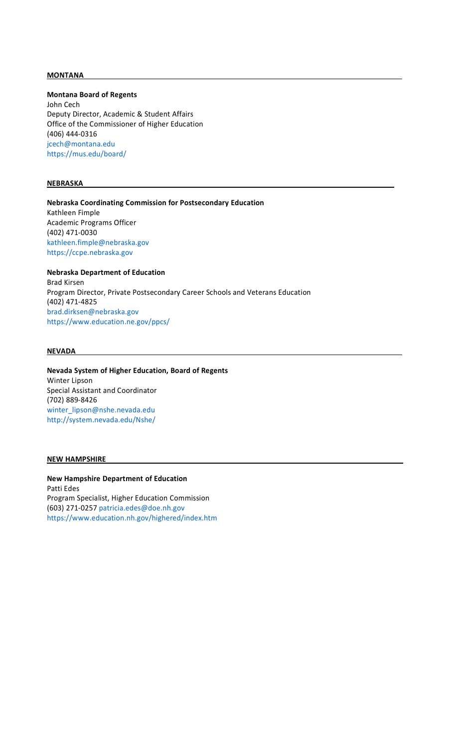## MONTANA

**Montana Board of Regents**
John Cech
Deputy Director, Academic & Student Affairs
Office of the Commissioner of Higher Education
(406) 444-0316
jcech@montana.edu
https://mus.edu/board/

## NEBRASKA

**Nebraska Coordinating Commission for Postsecondary Education**
Kathleen Fimple
Academic Programs Officer
(402) 471-0030
kathleen.fimple@nebraska.gov
https://ccpe.nebraska.gov

**Nebraska Department of Education**
Brad Kirsen
Program Director, Private Postsecondary Career Schools and Veterans Education
(402) 471-4825
brad.dirksen@nebraska.gov
https://www.education.ne.gov/ppcs/

## NEVADA

**Nevada System of Higher Education, Board of Regents**
Winter Lipson
Special Assistant and Coordinator
(702) 889-8426
winter_lipson@nshe.nevada.edu
http://system.nevada.edu/Nshe/

## NEW HAMPSHIRE

**New Hampshire Department of Education**
Patti Edes
Program Specialist, Higher Education Commission
(603) 271-0257 patricia.edes@doe.nh.gov
https://www.education.nh.gov/highered/index.htm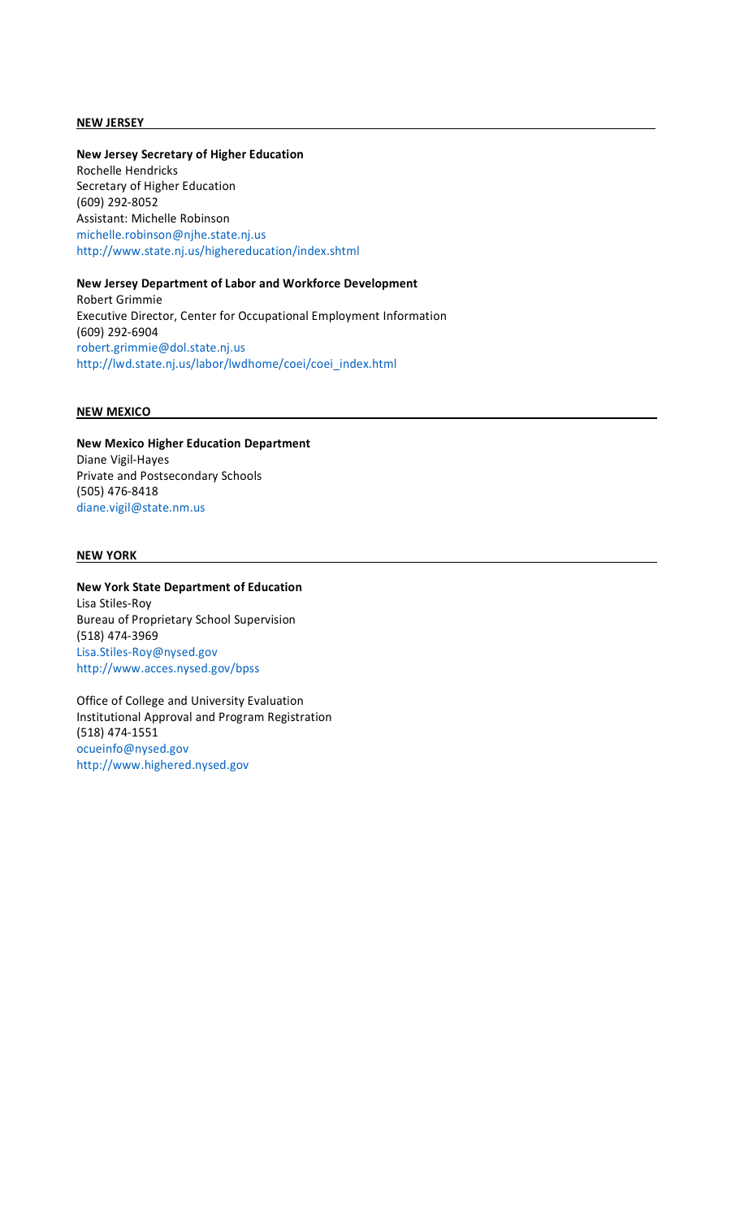## NEW JERSEY

**New Jersey Secretary of Higher Education**
Rochelle Hendricks
Secretary of Higher Education
(609) 292-8052
Assistant: Michelle Robinson
michelle.robinson@njhe.state.nj.us
http://www.state.nj.us/highereducation/index.shtml

**New Jersey Department of Labor and Workforce Development**
Robert Grimmie
Executive Director, Center for Occupational Employment Information
(609) 292-6904
robert.grimmie@dol.state.nj.us
http://lwd.state.nj.us/labor/lwdhome/coei/coei_index.html

## NEW MEXICO

**New Mexico Higher Education Department**
Diane Vigil-Hayes
Private and Postsecondary Schools
(505) 476-8418
diane.vigil@state.nm.us

## NEW YORK

**New York State Department of Education**
Lisa Stiles-Roy
Bureau of Proprietary School Supervision
(518) 474-3969
Lisa.Stiles-Roy@nysed.gov
http://www.acces.nysed.gov/bpss

Office of College and University Evaluation
Institutional Approval and Program Registration
(518) 474-1551
ocueinfo@nysed.gov
http://www.highered.nysed.gov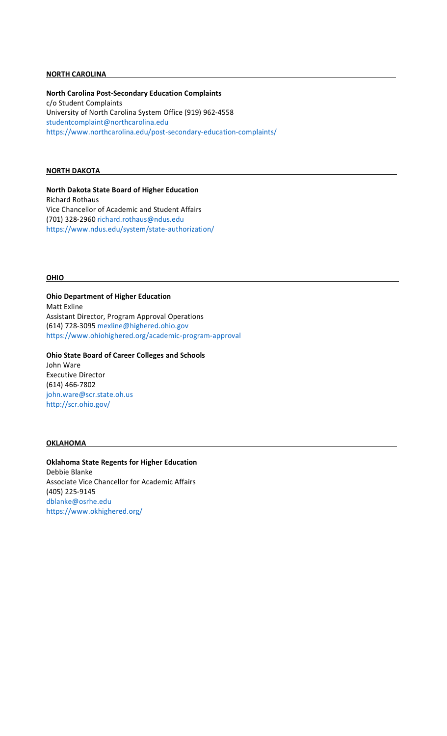## NORTH CAROLINA

**North Carolina Post-Secondary Education Complaints**
c/o Student Complaints
University of North Carolina System Office (919) 962-4558
studentcomplaint@northcarolina.edu
https://www.northcarolina.edu/post-secondary-education-complaints/

## NORTH DAKOTA

**North Dakota State Board of Higher Education**
Richard Rothaus
Vice Chancellor of Academic and Student Affairs
(701) 328-2960 richard.rothaus@ndus.edu
https://www.ndus.edu/system/state-authorization/

## OHIO

**Ohio Department of Higher Education**
Matt Exline
Assistant Director, Program Approval Operations
(614) 728-3095 mexline@highered.ohio.gov
https://www.ohiohighered.org/academic-program-approval

**Ohio State Board of Career Colleges and Schools**
John Ware
Executive Director
(614) 466-7802
john.ware@scr.state.oh.us
http://scr.ohio.gov/

## OKLAHOMA

**Oklahoma State Regents for Higher Education**
Debbie Blanke
Associate Vice Chancellor for Academic Affairs
(405) 225-9145
dblanke@osrhe.edu
https://www.okhighered.org/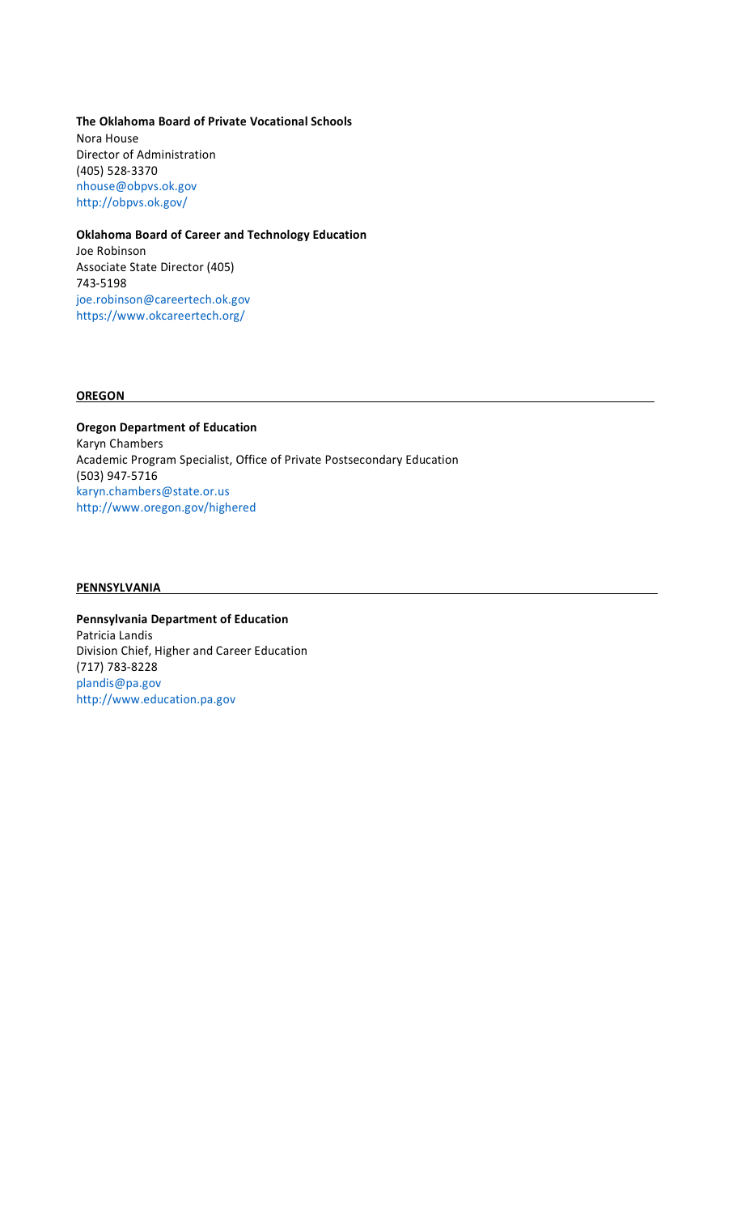**The Oklahoma Board of Private Vocational Schools**
Nora House
Director of Administration
(405) 528-3370
nhouse@obpvs.ok.gov
http://obpvs.ok.gov/

**Oklahoma Board of Career and Technology Education**
Joe Robinson
Associate State Director (405)
743-5198
joe.robinson@careertech.ok.gov
https://www.okcareertech.org/

## OREGON

**Oregon Department of Education**
Karyn Chambers
Academic Program Specialist, Office of Private Postsecondary Education
(503) 947-5716
karyn.chambers@state.or.us
http://www.oregon.gov/highered

## PENNSYLVANIA

**Pennsylvania Department of Education**
Patricia Landis
Division Chief, Higher and Career Education
(717) 783-8228
plandis@pa.gov
http://www.education.pa.gov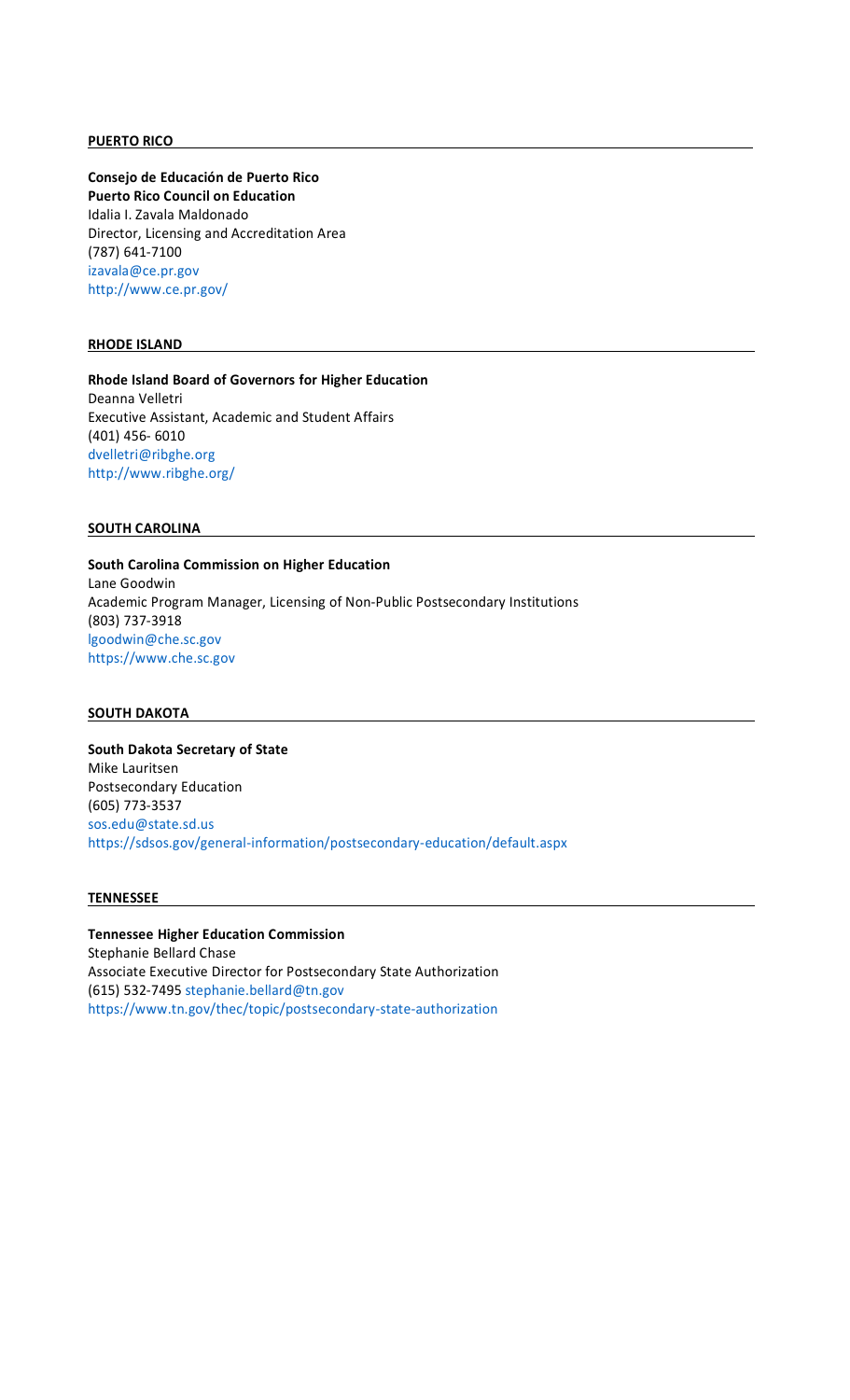**PUERTO RICO**

**Consejo de Educación de Puerto Rico**
**Puerto Rico Council on Education**
Idalia I. Zavala Maldonado
Director, Licensing and Accreditation Area
(787) 641-7100
izavala@ce.pr.gov
http://www.ce.pr.gov/

**RHODE ISLAND**

**Rhode Island Board of Governors for Higher Education**
Deanna Velletri
Executive Assistant, Academic and Student Affairs
(401) 456- 6010
dvelletri@ribghe.org
http://www.ribghe.org/

**SOUTH CAROLINA**

**South Carolina Commission on Higher Education**
Lane Goodwin
Academic Program Manager, Licensing of Non-Public Postsecondary Institutions
(803) 737-3918
lgoodwin@che.sc.gov
https://www.che.sc.gov

**SOUTH DAKOTA**

**South Dakota Secretary of State**
Mike Lauritsen
Postsecondary Education
(605) 773-3537
sos.edu@state.sd.us
https://sdsos.gov/general-information/postsecondary-education/default.aspx

**TENNESSEE**

**Tennessee Higher Education Commission**
Stephanie Bellard Chase
Associate Executive Director for Postsecondary State Authorization
(615) 532-7495 stephanie.bellard@tn.gov
https://www.tn.gov/thec/topic/postsecondary-state-authorization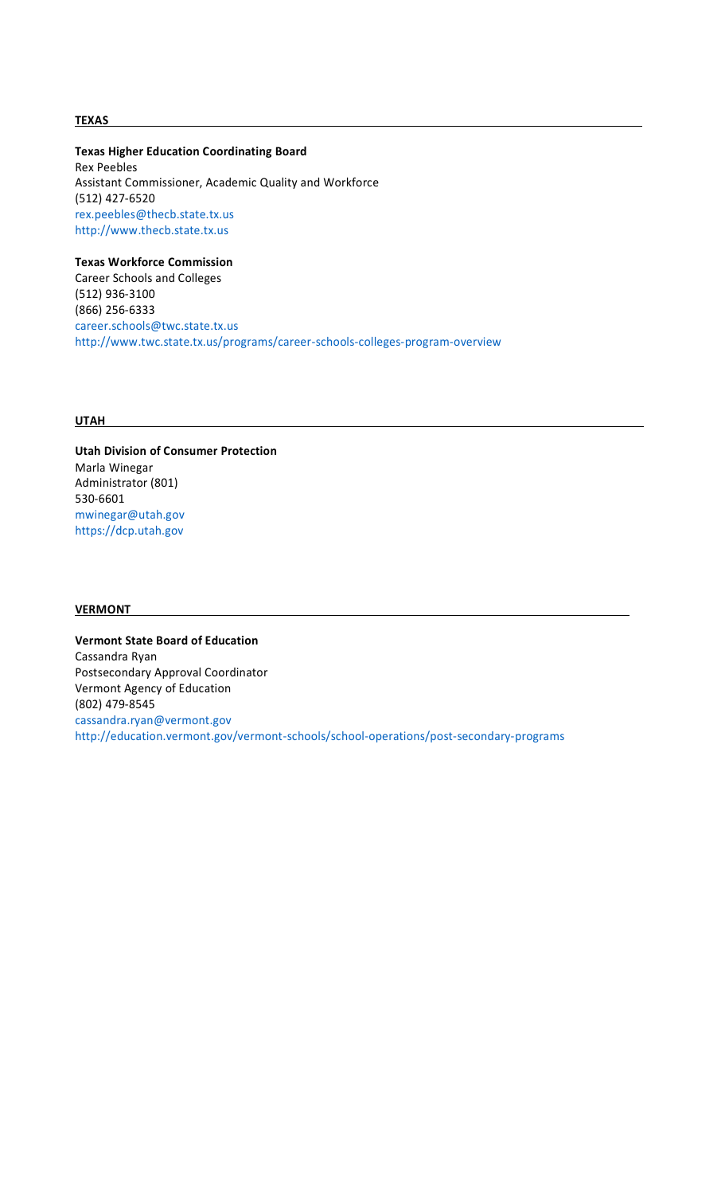## TEXAS

**Texas Higher Education Coordinating Board**
Rex Peebles
Assistant Commissioner, Academic Quality and Workforce
(512) 427-6520
rex.peebles@thecb.state.tx.us
http://www.thecb.state.tx.us

**Texas Workforce Commission**
Career Schools and Colleges
(512) 936-3100
(866) 256-6333
career.schools@twc.state.tx.us
http://www.twc.state.tx.us/programs/career-schools-colleges-program-overview

## UTAH

**Utah Division of Consumer Protection**
Marla Winegar
Administrator (801)
530-6601
mwinegar@utah.gov
https://dcp.utah.gov

## VERMONT

**Vermont State Board of Education**
Cassandra Ryan
Postsecondary Approval Coordinator
Vermont Agency of Education
(802) 479-8545
cassandra.ryan@vermont.gov
http://education.vermont.gov/vermont-schools/school-operations/post-secondary-programs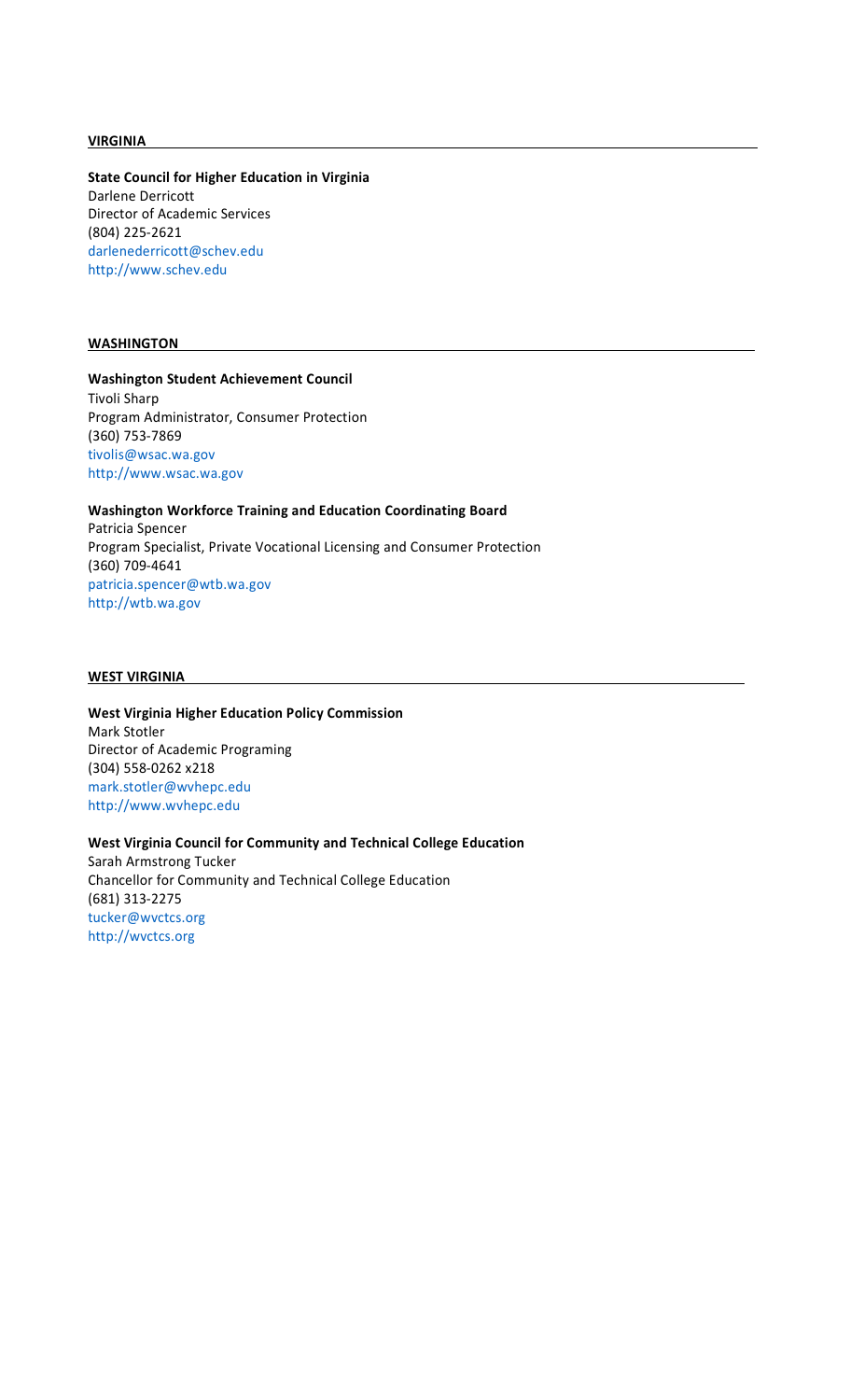## VIRGINIA

**State Council for Higher Education in Virginia**
Darlene Derricott
Director of Academic Services
(804) 225-2621
darlenederricott@schev.edu
http://www.schev.edu

## WASHINGTON

**Washington Student Achievement Council**
Tivoli Sharp
Program Administrator, Consumer Protection
(360) 753-7869
tivolis@wsac.wa.gov
http://www.wsac.wa.gov

**Washington Workforce Training and Education Coordinating Board**
Patricia Spencer
Program Specialist, Private Vocational Licensing and Consumer Protection
(360) 709-4641
patricia.spencer@wtb.wa.gov
http://wtb.wa.gov

## WEST VIRGINIA

**West Virginia Higher Education Policy Commission**
Mark Stotler
Director of Academic Programing
(304) 558-0262 x218
mark.stotler@wvhepc.edu
http://www.wvhepc.edu

**West Virginia Council for Community and Technical College Education**
Sarah Armstrong Tucker
Chancellor for Community and Technical College Education
(681) 313-2275
tucker@wvctcs.org
http://wvctcs.org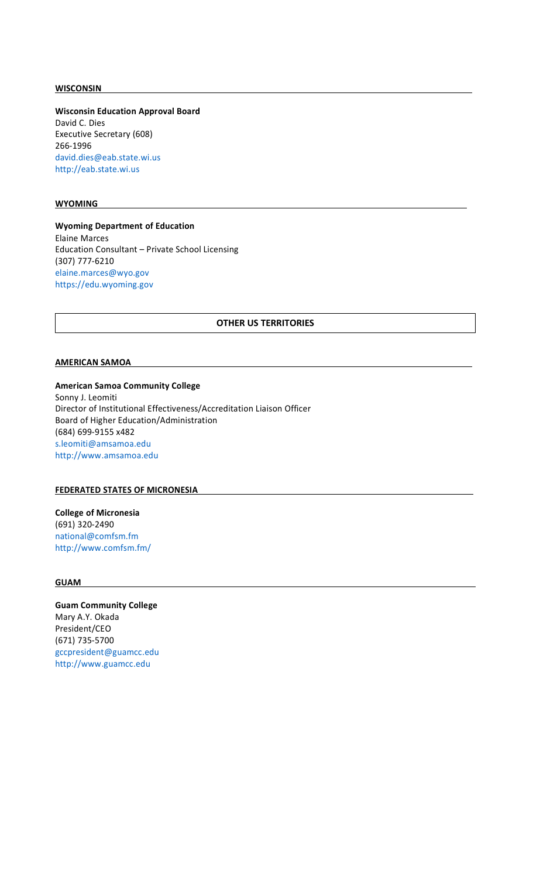## WISCONSIN

**Wisconsin Education Approval Board**
David C. Dies
Executive Secretary (608)
266-1996
david.dies@eab.state.wi.us
http://eab.state.wi.us

## WYOMING

**Wyoming Department of Education**
Elaine Marces
Education Consultant – Private School Licensing
(307) 777-6210
elaine.marces@wyo.gov
https://edu.wyoming.gov

# OTHER US TERRITORIES

## AMERICAN SAMOA

**American Samoa Community College**
Sonny J. Leomiti
Director of Institutional Effectiveness/Accreditation Liaison Officer
Board of Higher Education/Administration
(684) 699-9155 x482
s.leomiti@amsamoa.edu
http://www.amsamoa.edu

## FEDERATED STATES OF MICRONESIA

**College of Micronesia**
(691) 320-2490
national@comfsm.fm
http://www.comfsm.fm/

## GUAM

**Guam Community College**
Mary A.Y. Okada
President/CEO
(671) 735-5700
gccpresident@guamcc.edu
http://www.guamcc.edu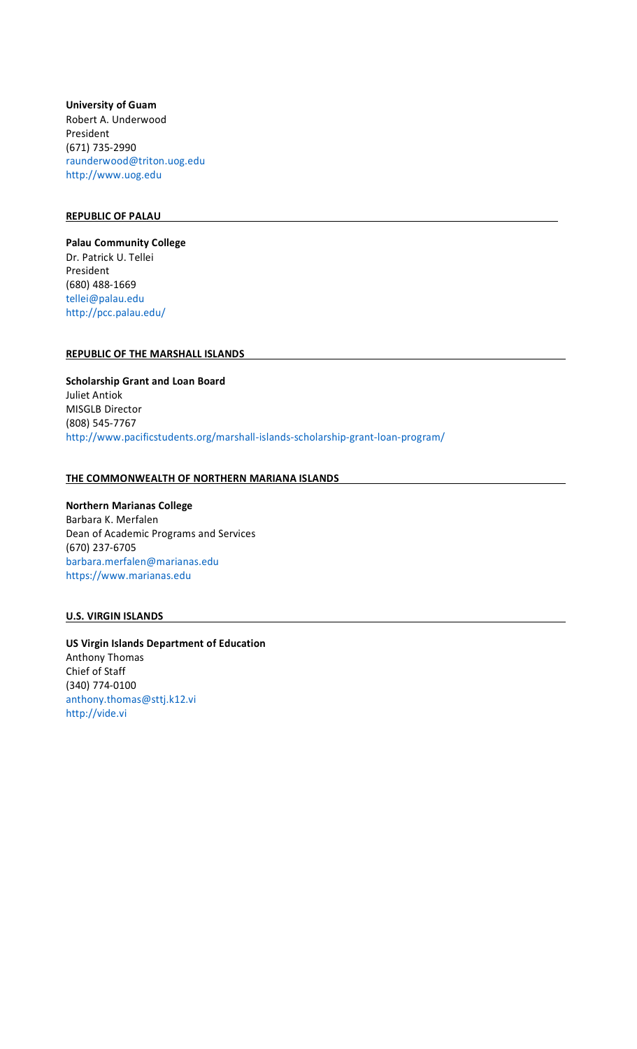**University of Guam**
Robert A. Underwood
President
(671) 735-2990
raunderwood@triton.uog.edu
http://www.uog.edu

## REPUBLIC OF PALAU

**Palau Community College**
Dr. Patrick U. Tellei
President
(680) 488-1669
tellei@palau.edu
http://pcc.palau.edu/

## REPUBLIC OF THE MARSHALL ISLANDS

**Scholarship Grant and Loan Board**
Juliet Antiok
MISGLB Director
(808) 545-7767
http://www.pacificstudents.org/marshall-islands-scholarship-grant-loan-program/

## THE COMMONWEALTH OF NORTHERN MARIANA ISLANDS

**Northern Marianas College**
Barbara K. Merfalen
Dean of Academic Programs and Services
(670) 237-6705
barbara.merfalen@marianas.edu
https://www.marianas.edu

## U.S. VIRGIN ISLANDS

**US Virgin Islands Department of Education**
Anthony Thomas
Chief of Staff
(340) 774-0100
anthony.thomas@sttj.k12.vi
http://vide.vi